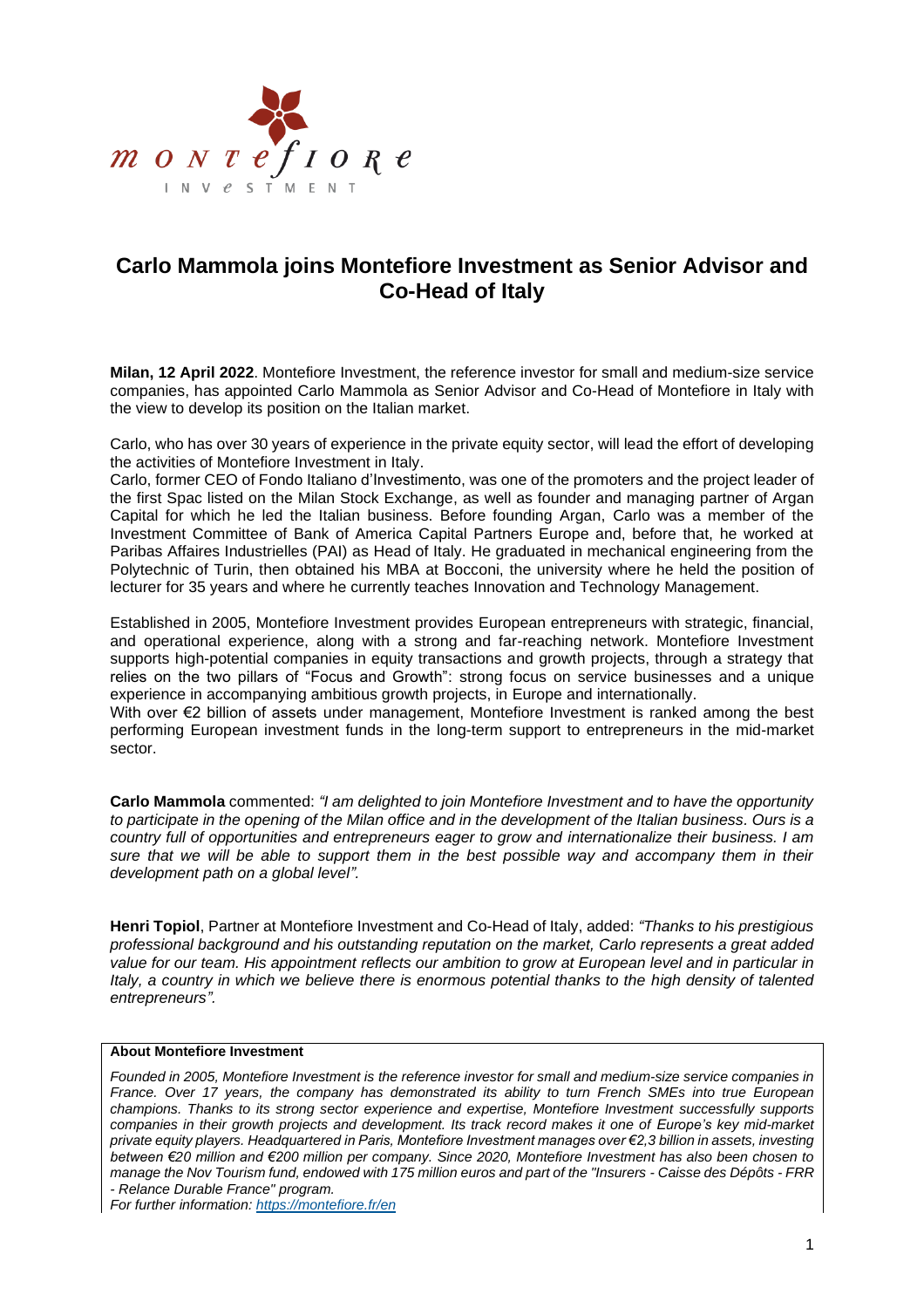# Carlo Mammola joins Montefiore Investment as Senior Advisor and Co-Head of Italy

**Milan, 12 April 2022**. Montefiore Investment, the reference investor for small and medium-size service companies, has appointed Carlo Mammola as Senior Advisor and Co-Head of Montefiore in Italy with the view to develop its position on the Italian market.

Carlo, who has over 30 years of experience in the private equity sector, will lead the effort of developing the activities of Montefiore Investment in Italy.

Carlo, former CEO of Fondo Italiano d'Investimento, was one of the promoters and the project leader of the first Spac listed on the Milan Stock Exchange, as well as founder and managing partner of Argan Capital for which he led the Italian business. Before founding Argan, Carlo was a member of the Investment Committee of Bank of America Capital Partners Europe and, before that, he worked at Paribas Affaires Industrielles (PAI) as Head of Italy. He graduated in mechanical engineering from the Polytechnic of Turin, then obtained his MBA at Bocconi, the university where he held the position of lecturer for 35 years and where he currently teaches Innovation and Technology Management.

Established in 2005, Montefiore Investment provides European entrepreneurs with strategic, financial, and operational experience, along with a strong and far-reaching network. Montefiore Investment supports high-potential companies in equity transactions and growth projects, through a strategy that relies on the two pillars of "Focus and Growth": strong focus on service businesses and a unique experience in accompanying ambitious growth projects, in Europe and internationally.

With over €2 billion of assets under management, Montefiore Investment is ranked among the best performing European investment funds in the long-term support to entrepreneurs in the mid-market sector.

**Carlo Mammola** commented: *"I am delighted to join Montefiore Investment and to have the opportunity to participate in the opening of the Milan office and in the development of the Italian business. Ours is a country full of opportunities and entrepreneurs eager to grow and internationalize their business. I am sure that we will be able to support them in the best possible way and accompany them in their development path on a global level".*

**Henri Topiol**, Partner at Montefiore Investment and Co-Head of Italy, added: *"Thanks to his prestigious professional background and his outstanding reputation on the market, Carlo represents a great added value for our team. His appointment reflects our ambition to grow at European level and in particular in Italy, a country in which we believe there is enormous potential thanks to the high density of talented entrepreneurs".*

**About Montefiore Investment**

*Founded in 2005, Montefiore Investment is the reference investor for small and medium-size service companies in France. Over 17 years, the company has demonstrated its ability to turn French SMEs into true European champions. Thanks to its strong sector experience and expertise, Montefiore Investment successfully supports companies in their growth projects and development. Its track record makes it one of Europe's key mid-market private equity players. Headquartered in Paris, Montefiore Investment manages over €2,3 billion in assets, investing between €20 million and €200 million per company. Since 2020, Montefiore Investment has also been chosen to manage the Nov Tourism fund, endowed with 175 million euros and part of the "Insurers - Caisse des Dépôts - FRR - Relance Durable France" program.*

*For further information: https://montefiore.fr/en*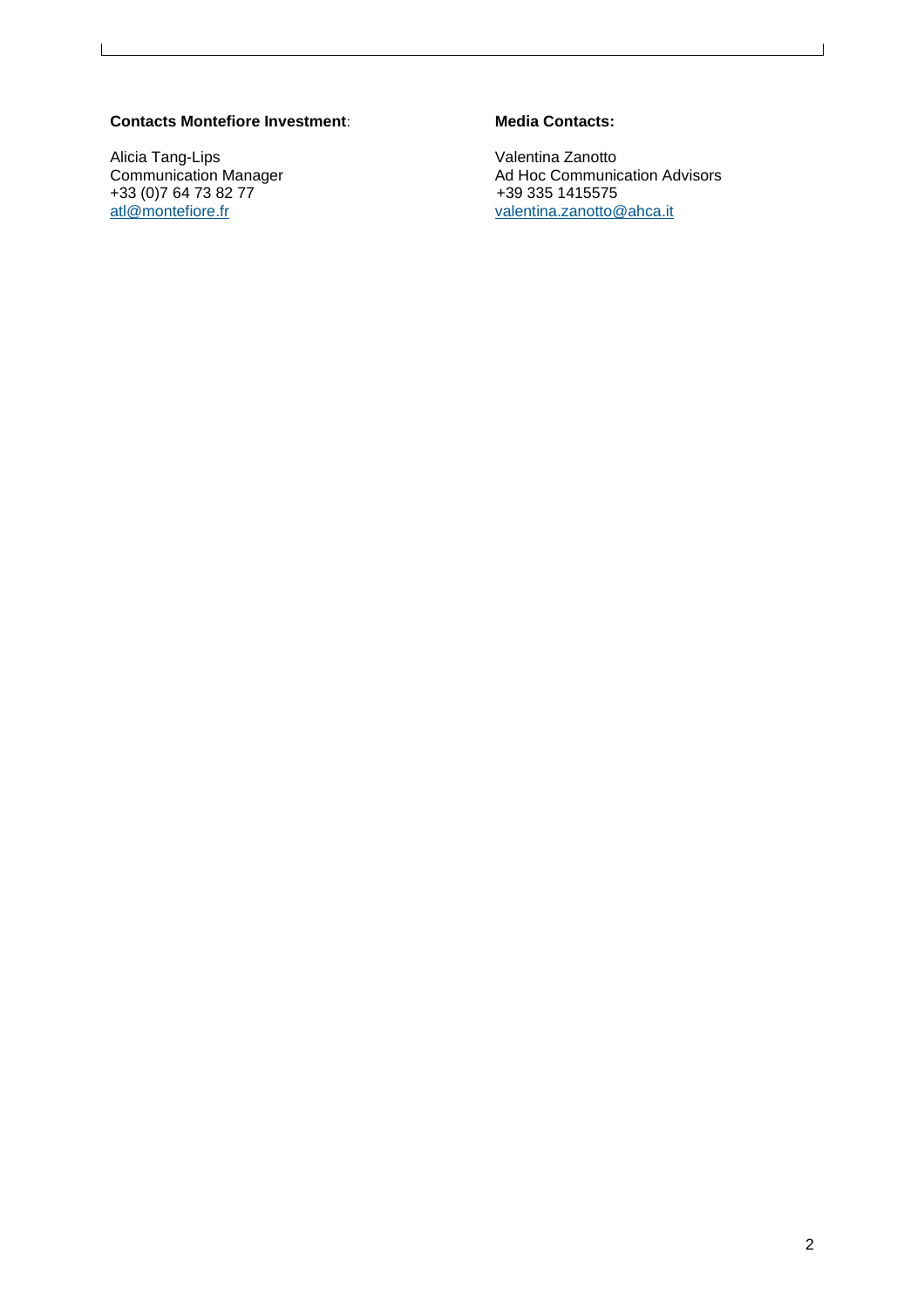**Contacts Montefiore Investment**:

Alicia Tang-Lips
Communication Manager
+33 (0)7 64 73 82 77
atl@montefiore.fr

**Media Contacts:**

Valentina Zanotto
Ad Hoc Communication Advisors
+39 335 1415575
valentina.zanotto@ahca.it